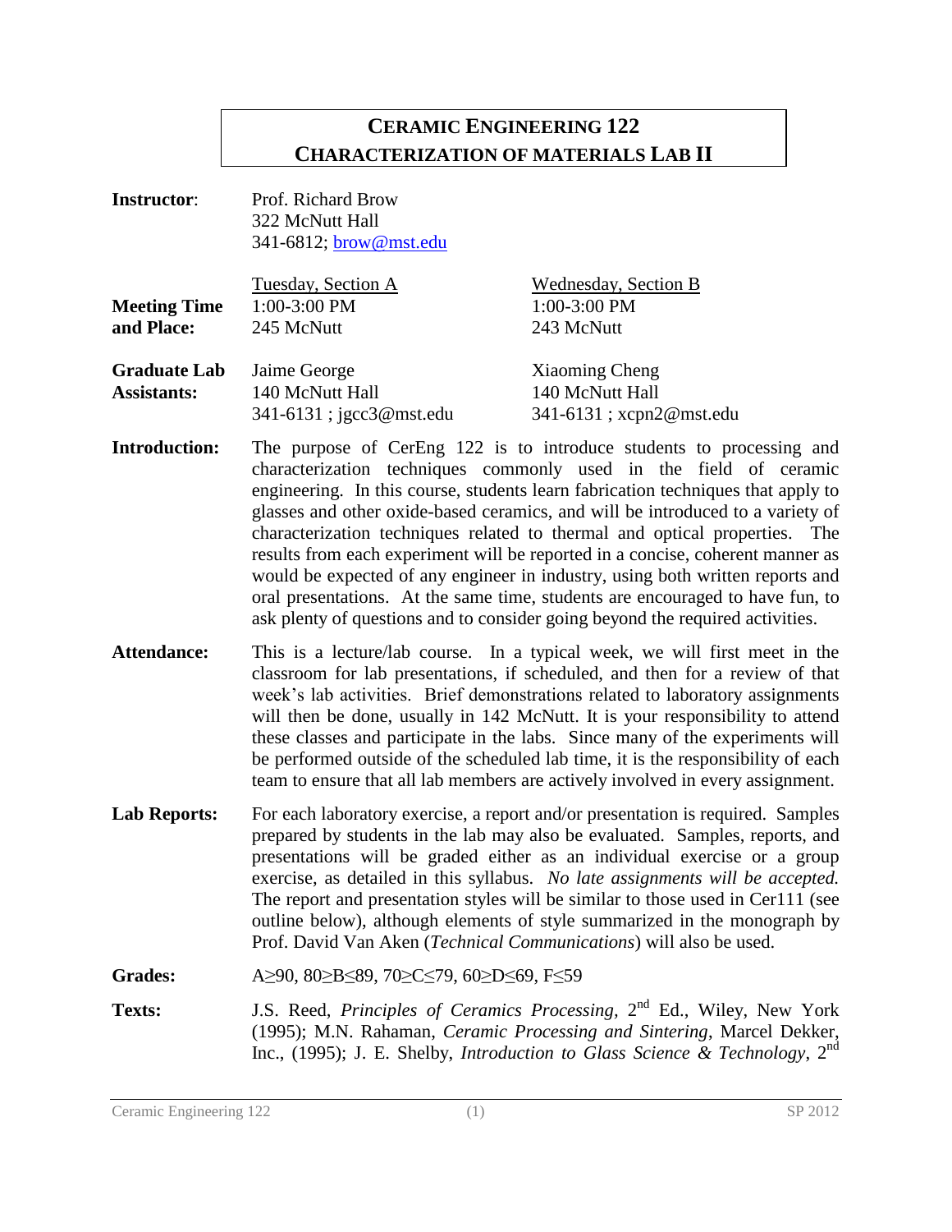# CERAMIC ENGINEERING 122
## CHARACTERIZATION OF MATERIALS LAB II

**Instructor**: Prof. Richard Brow
322 McNutt Hall
341-6812; brow@mst.edu

| | Tuesday, Section A | Wednesday, Section B |
|---|---|---|
| **Meeting Time and Place:** | 1:00-3:00 PM<br>245 McNutt | 1:00-3:00 PM<br>243 McNutt |
| **Graduate Lab Assistants:** | Jaime George<br>140 McNutt Hall<br>341-6131 ; jgcc3@mst.edu | Xiaoming Cheng<br>140 McNutt Hall<br>341-6131 ; xcpn2@mst.edu |

**Introduction:** The purpose of CerEng 122 is to introduce students to processing and characterization techniques commonly used in the field of ceramic engineering. In this course, students learn fabrication techniques that apply to glasses and other oxide-based ceramics, and will be introduced to a variety of characterization techniques related to thermal and optical properties. The results from each experiment will be reported in a concise, coherent manner as would be expected of any engineer in industry, using both written reports and oral presentations. At the same time, students are encouraged to have fun, to ask plenty of questions and to consider going beyond the required activities.

**Attendance:** This is a lecture/lab course. In a typical week, we will first meet in the classroom for lab presentations, if scheduled, and then for a review of that week's lab activities. Brief demonstrations related to laboratory assignments will then be done, usually in 142 McNutt. It is your responsibility to attend these classes and participate in the labs. Since many of the experiments will be performed outside of the scheduled lab time, it is the responsibility of each team to ensure that all lab members are actively involved in every assignment.

**Lab Reports:** For each laboratory exercise, a report and/or presentation is required. Samples prepared by students in the lab may also be evaluated. Samples, reports, and presentations will be graded either as an individual exercise or a group exercise, as detailed in this syllabus. *No late assignments will be accepted.* The report and presentation styles will be similar to those used in Cer111 (see outline below), although elements of style summarized in the monograph by Prof. David Van Aken (*Technical Communications*) will also be used.

**Grades:** A≥90, 80≥B≤89, 70≥C≤79, 60≥D≤69, F≤59

**Texts:** J.S. Reed, *Principles of Ceramics Processing*, 2nd Ed., Wiley, New York (1995); M.N. Rahaman, *Ceramic Processing and Sintering*, Marcel Dekker, Inc., (1995); J. E. Shelby, *Introduction to Glass Science & Technology*, 2nd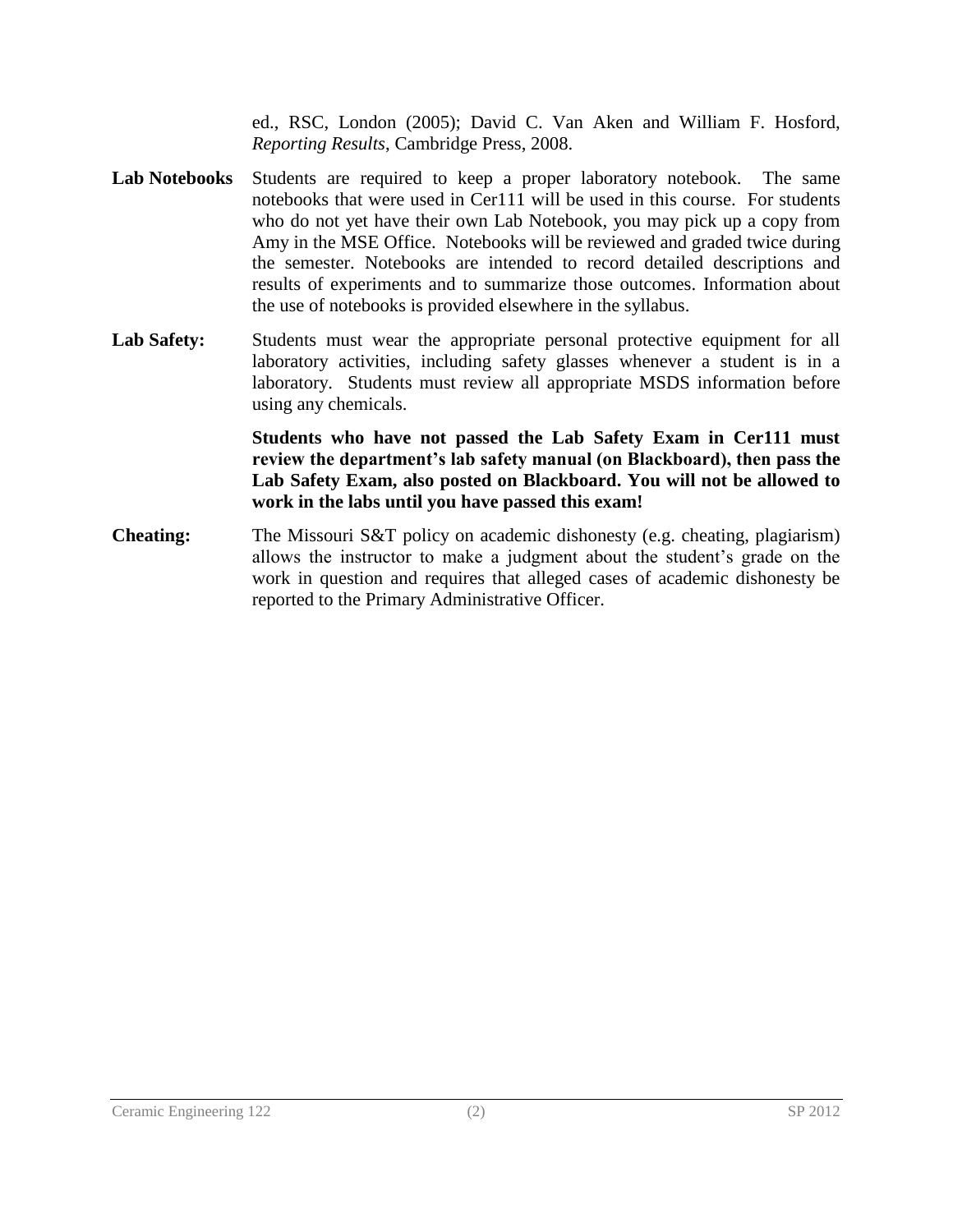ed., RSC, London (2005); David C. Van Aken and William F. Hosford, *Reporting Results*, Cambridge Press, 2008.

**Lab Notebooks** Students are required to keep a proper laboratory notebook. The same notebooks that were used in Cer111 will be used in this course. For students who do not yet have their own Lab Notebook, you may pick up a copy from Amy in the MSE Office. Notebooks will be reviewed and graded twice during the semester. Notebooks are intended to record detailed descriptions and results of experiments and to summarize those outcomes. Information about the use of notebooks is provided elsewhere in the syllabus.

**Lab Safety:** Students must wear the appropriate personal protective equipment for all laboratory activities, including safety glasses whenever a student is in a laboratory. Students must review all appropriate MSDS information before using any chemicals.

**Students who have not passed the Lab Safety Exam in Cer111 must review the department's lab safety manual (on Blackboard), then pass the Lab Safety Exam, also posted on Blackboard. You will not be allowed to work in the labs until you have passed this exam!**

**Cheating:** The Missouri S&T policy on academic dishonesty (e.g. cheating, plagiarism) allows the instructor to make a judgment about the student's grade on the work in question and requires that alleged cases of academic dishonesty be reported to the Primary Administrative Officer.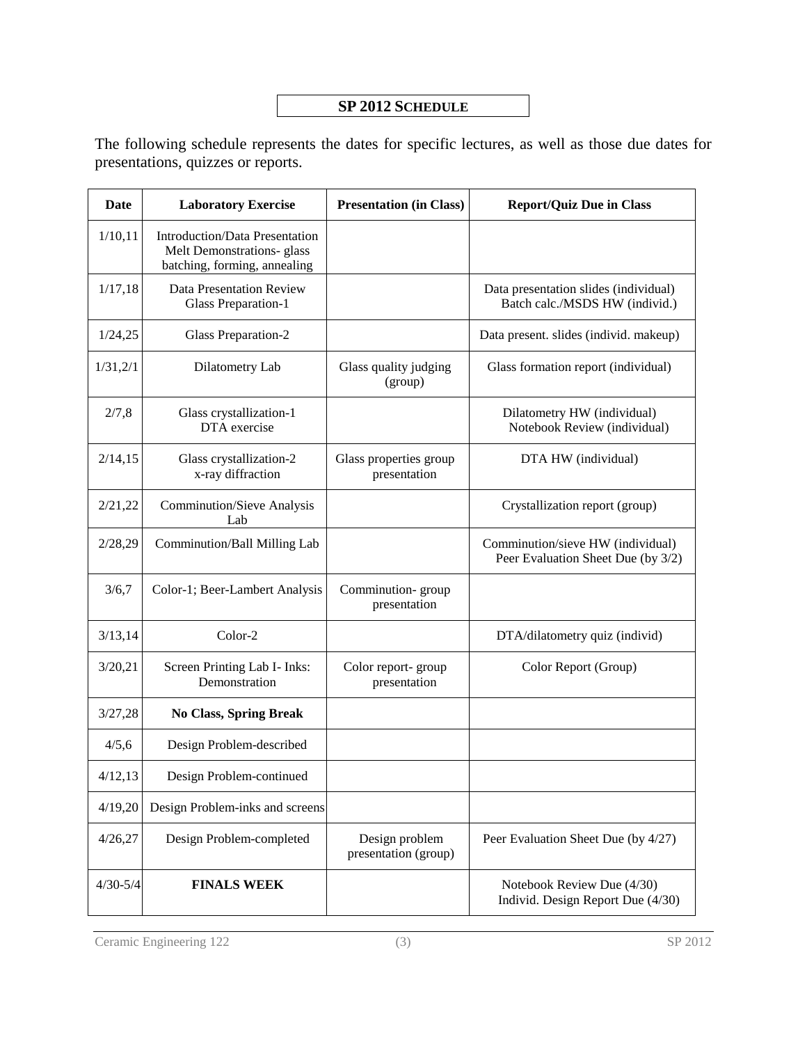## SP 2012 SCHEDULE

The following schedule represents the dates for specific lectures, as well as those due dates for presentations, quizzes or reports.

| Date | Laboratory Exercise | Presentation (in Class) | Report/Quiz Due in Class |
|---|---|---|---|
| 1/10,11 | Introduction/Data Presentation Melt Demonstrations- glass batching, forming, annealing | | |
| 1/17,18 | Data Presentation Review Glass Preparation-1 | | Data presentation slides (individual) Batch calc./MSDS HW (individ.) |
| 1/24,25 | Glass Preparation-2 | | Data present. slides (individ. makeup) |
| 1/31,2/1 | Dilatometry Lab | Glass quality judging (group) | Glass formation report (individual) |
| 2/7,8 | Glass crystallization-1 DTA exercise | | Dilatometry HW (individual) Notebook Review (individual) |
| 2/14,15 | Glass crystallization-2 x-ray diffraction | Glass properties group presentation | DTA HW (individual) |
| 2/21,22 | Comminution/Sieve Analysis Lab | | Crystallization report (group) |
| 2/28,29 | Comminution/Ball Milling Lab | | Comminution/sieve HW (individual) Peer Evaluation Sheet Due (by 3/2) |
| 3/6,7 | Color-1; Beer-Lambert Analysis | Comminution- group presentation | |
| 3/13,14 | Color-2 | | DTA/dilatometry quiz (individ) |
| 3/20,21 | Screen Printing Lab I- Inks: Demonstration | Color report- group presentation | Color Report (Group) |
| 3/27,28 | **No Class, Spring Break** | | |
| 4/5,6 | Design Problem-described | | |
| 4/12,13 | Design Problem-continued | | |
| 4/19,20 | Design Problem-inks and screens | | |
| 4/26,27 | Design Problem-completed | Design problem presentation (group) | Peer Evaluation Sheet Due (by 4/27) |
| 4/30-5/4 | **FINALS WEEK** | | Notebook Review Due (4/30) Individ. Design Report Due (4/30) |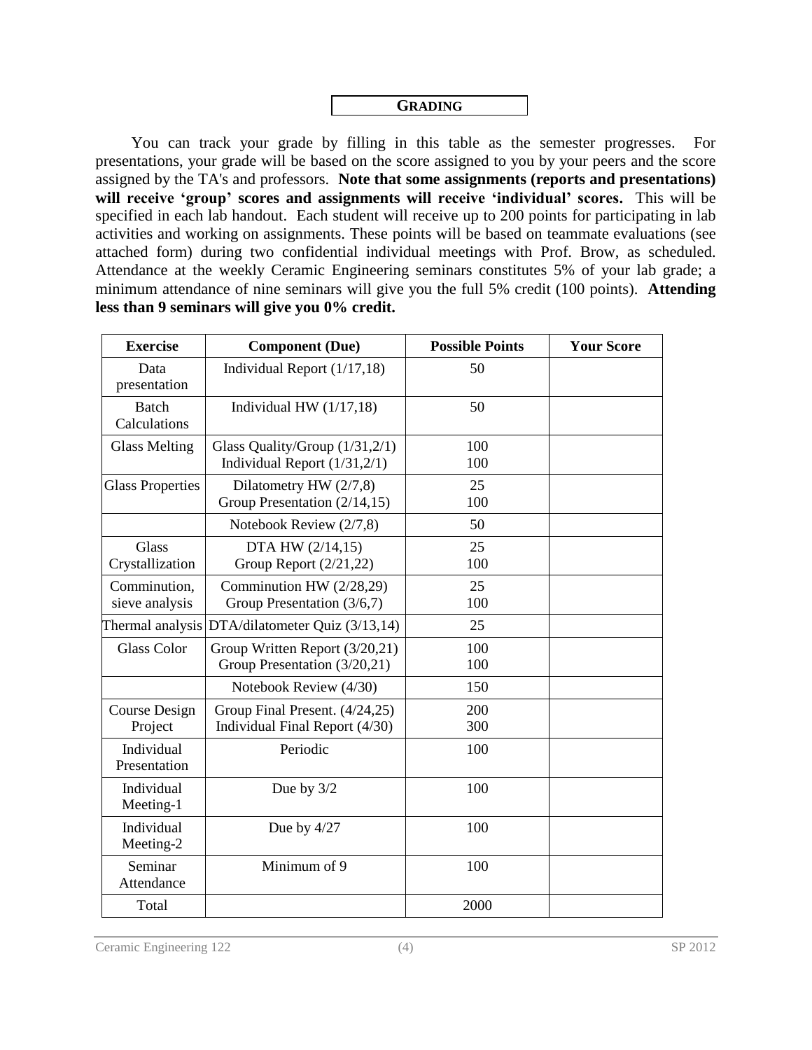## GRADING

You can track your grade by filling in this table as the semester progresses. For presentations, your grade will be based on the score assigned to you by your peers and the score assigned by the TA's and professors. **Note that some assignments (reports and presentations) will receive 'group' scores and assignments will receive 'individual' scores.** This will be specified in each lab handout. Each student will receive up to 200 points for participating in lab activities and working on assignments. These points will be based on teammate evaluations (see attached form) during two confidential individual meetings with Prof. Brow, as scheduled. Attendance at the weekly Ceramic Engineering seminars constitutes 5% of your lab grade; a minimum attendance of nine seminars will give you the full 5% credit (100 points). **Attending less than 9 seminars will give you 0% credit.**

| Exercise | Component (Due) | Possible Points | Your Score |
|---|---|---|---|
| Data presentation | Individual Report (1/17,18) | 50 | |
| Batch Calculations | Individual HW (1/17,18) | 50 | |
| Glass Melting | Glass Quality/Group (1/31,2/1)<br>Individual Report (1/31,2/1) | 100<br>100 | |
| Glass Properties | Dilatometry HW (2/7,8)<br>Group Presentation (2/14,15) | 25<br>100 | |
| | Notebook Review (2/7,8) | 50 | |
| Glass Crystallization | DTA HW (2/14,15)<br>Group Report (2/21,22) | 25<br>100 | |
| Comminution, sieve analysis | Comminution HW (2/28,29)<br>Group Presentation (3/6,7) | 25<br>100 | |
| Thermal analysis | DTA/dilatometer Quiz (3/13,14) | 25 | |
| Glass Color | Group Written Report (3/20,21)<br>Group Presentation (3/20,21) | 100<br>100 | |
| | Notebook Review (4/30) | 150 | |
| Course Design Project | Group Final Present. (4/24,25)<br>Individual Final Report (4/30) | 200<br>300 | |
| Individual Presentation | Periodic | 100 | |
| Individual Meeting-1 | Due by 3/2 | 100 | |
| Individual Meeting-2 | Due by 4/27 | 100 | |
| Seminar Attendance | Minimum of 9 | 100 | |
| Total | | 2000 | |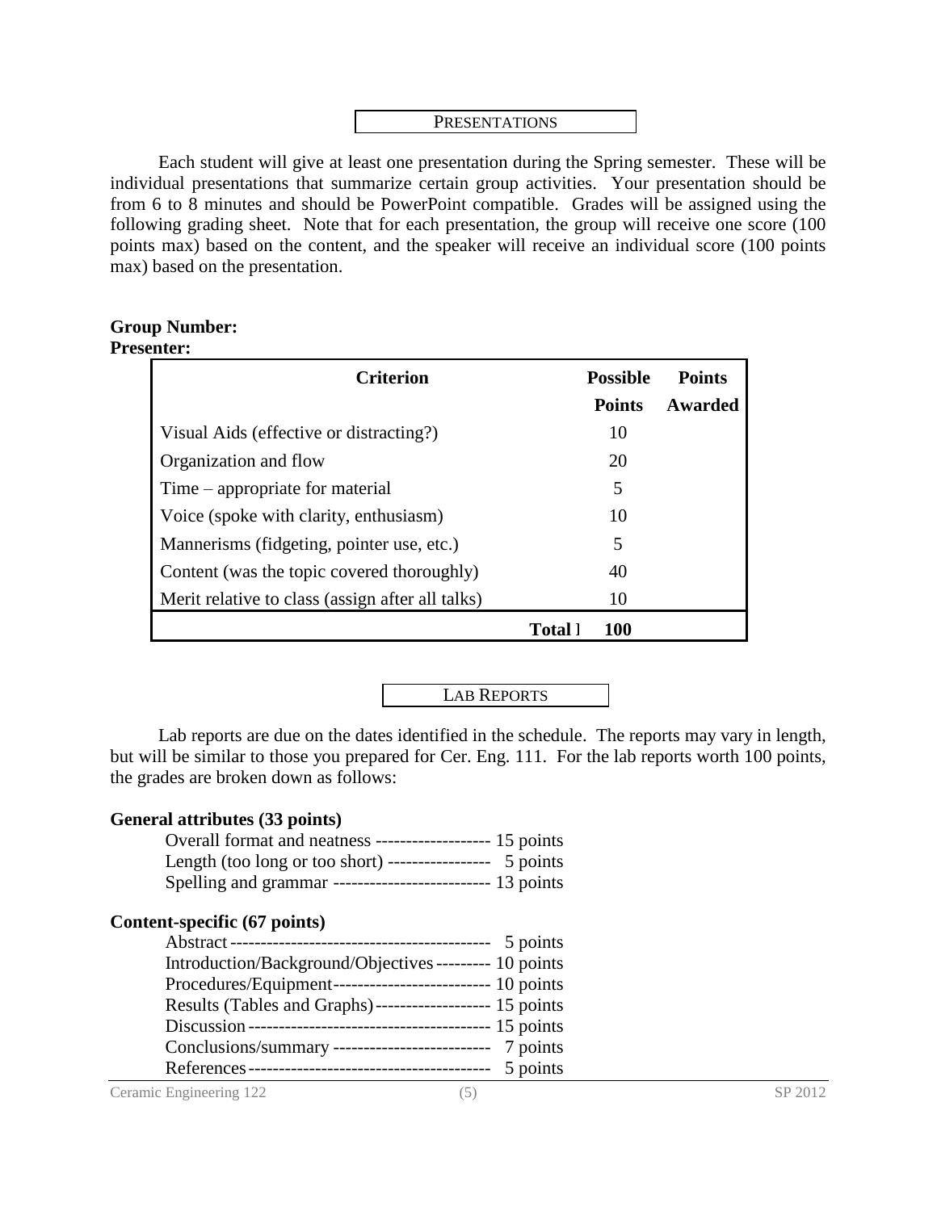## PRESENTATIONS

Each student will give at least one presentation during the Spring semester. These will be individual presentations that summarize certain group activities. Your presentation should be from 6 to 8 minutes and should be PowerPoint compatible. Grades will be assigned using the following grading sheet. Note that for each presentation, the group will receive one score (100 points max) based on the content, and the speaker will receive an individual score (100 points max) based on the presentation.

**Group Number:**
**Presenter:**

| Criterion | Possible Points | Points Awarded |
|---|---|---|
| Visual Aids (effective or distracting?) | 10 | |
| Organization and flow | 20 | |
| Time – appropriate for material | 5 | |
| Voice (spoke with clarity, enthusiasm) | 10 | |
| Mannerisms (fidgeting, pointer use, etc.) | 5 | |
| Content (was the topic covered thoroughly) | 40 | |
| Merit relative to class (assign after all talks) | 10 | |
| **Total** | **100** | |

## LAB REPORTS

Lab reports are due on the dates identified in the schedule. The reports may vary in length, but will be similar to those you prepared for Cer. Eng. 111. For the lab reports worth 100 points, the grades are broken down as follows:

**General attributes (33 points)**

- Overall format and neatness ------------------- 15 points
- Length (too long or too short) ----------------- 5 points
- Spelling and grammar -------------------------- 13 points

**Content-specific (67 points)**

- Abstract ------------------------------------------ 5 points
- Introduction/Background/Objectives --------- 10 points
- Procedures/Equipment -------------------------- 10 points
- Results (Tables and Graphs) ------------------- 15 points
- Discussion ---------------------------------------- 15 points
- Conclusions/summary -------------------------- 7 points
- References ---------------------------------------- 5 points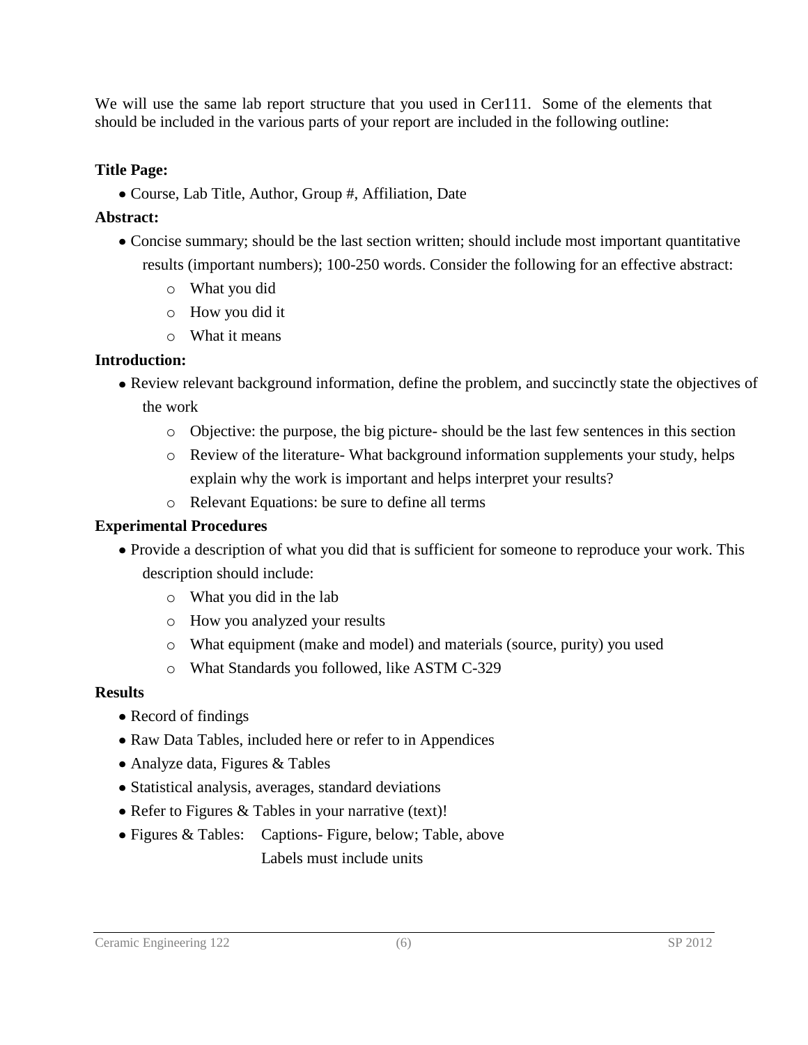We will use the same lab report structure that you used in Cer111. Some of the elements that should be included in the various parts of your report are included in the following outline:

**Title Page:**

- Course, Lab Title, Author, Group #, Affiliation, Date

**Abstract:**

- Concise summary; should be the last section written; should include most important quantitative results (important numbers); 100-250 words. Consider the following for an effective abstract:
  - What you did
  - How you did it
  - What it means

**Introduction:**

- Review relevant background information, define the problem, and succinctly state the objectives of the work
  - Objective: the purpose, the big picture- should be the last few sentences in this section
  - Review of the literature- What background information supplements your study, helps explain why the work is important and helps interpret your results?
  - Relevant Equations: be sure to define all terms

**Experimental Procedures**

- Provide a description of what you did that is sufficient for someone to reproduce your work. This description should include:
  - What you did in the lab
  - How you analyzed your results
  - What equipment (make and model) and materials (source, purity) you used
  - What Standards you followed, like ASTM C-329

**Results**

- Record of findings
- Raw Data Tables, included here or refer to in Appendices
- Analyze data, Figures & Tables
- Statistical analysis, averages, standard deviations
- Refer to Figures & Tables in your narrative (text)!
- Figures & Tables: Captions- Figure, below; Table, above
  Labels must include units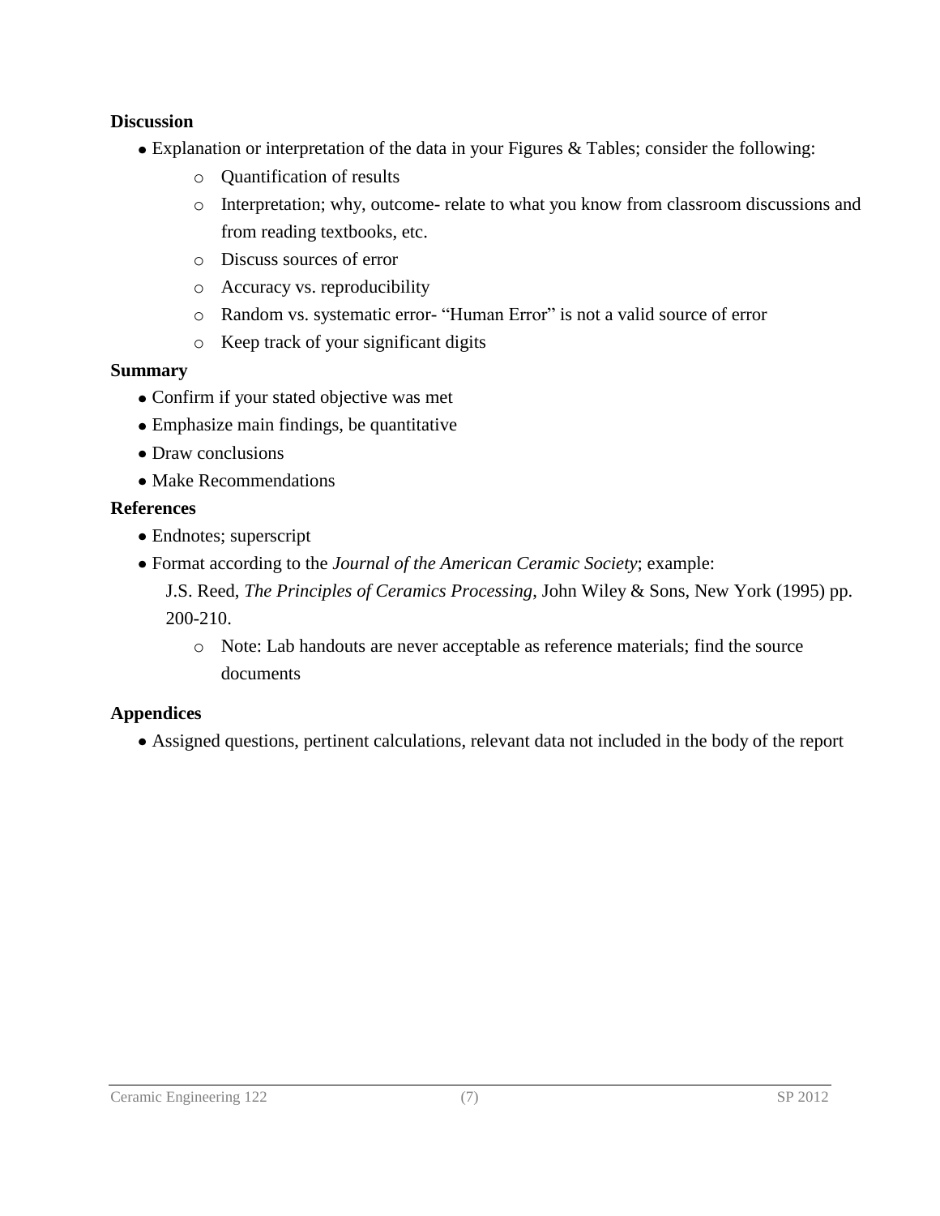**Discussion**

- Explanation or interpretation of the data in your Figures & Tables; consider the following:
    - Quantification of results
    - Interpretation; why, outcome- relate to what you know from classroom discussions and from reading textbooks, etc.
    - Discuss sources of error
    - Accuracy vs. reproducibility
    - Random vs. systematic error- “Human Error” is not a valid source of error
    - Keep track of your significant digits

**Summary**

- Confirm if your stated objective was met
- Emphasize main findings, be quantitative
- Draw conclusions
- Make Recommendations

**References**

- Endnotes; superscript
- Format according to the *Journal of the American Ceramic Society*; example:
  J.S. Reed, *The Principles of Ceramics Processing*, John Wiley & Sons, New York (1995) pp. 200-210.
    - Note: Lab handouts are never acceptable as reference materials; find the source documents

**Appendices**

- Assigned questions, pertinent calculations, relevant data not included in the body of the report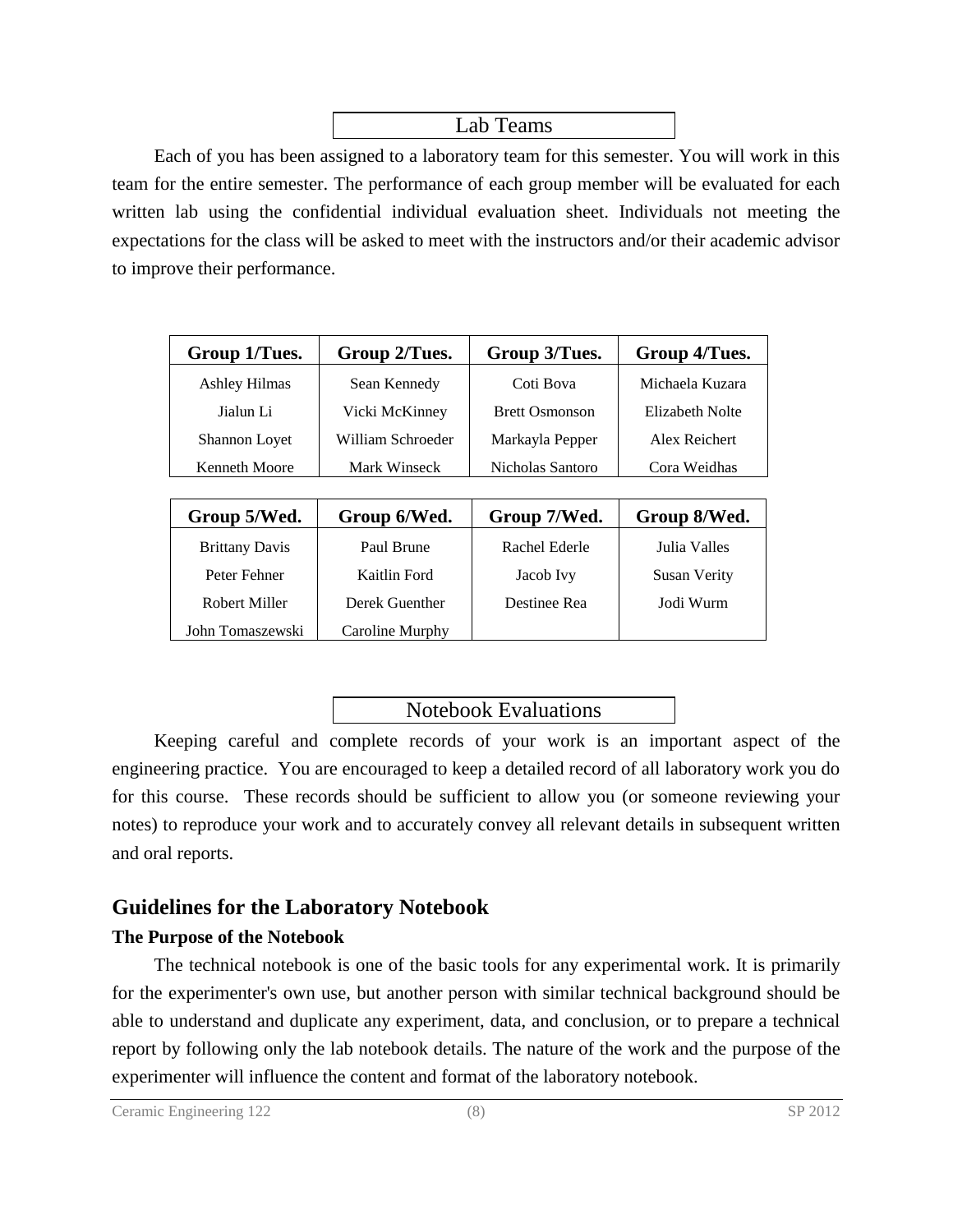## Lab Teams

Each of you has been assigned to a laboratory team for this semester. You will work in this team for the entire semester. The performance of each group member will be evaluated for each written lab using the confidential individual evaluation sheet. Individuals not meeting the expectations for the class will be asked to meet with the instructors and/or their academic advisor to improve their performance.

| Group 1/Tues. | Group 2/Tues. | Group 3/Tues. | Group 4/Tues. |
|---|---|---|---|
| Ashley Hilmas | Sean Kennedy | Coti Bova | Michaela Kuzara |
| Jialun Li | Vicki McKinney | Brett Osmonson | Elizabeth Nolte |
| Shannon Loyet | William Schroeder | Markayla Pepper | Alex Reichert |
| Kenneth Moore | Mark Winseck | Nicholas Santoro | Cora Weidhas |

| Group 5/Wed. | Group 6/Wed. | Group 7/Wed. | Group 8/Wed. |
|---|---|---|---|
| Brittany Davis | Paul Brune | Rachel Ederle | Julia Valles |
| Peter Fehner | Kaitlin Ford | Jacob Ivy | Susan Verity |
| Robert Miller | Derek Guenther | Destinee Rea | Jodi Wurm |
| John Tomaszewski | Caroline Murphy | | |

## Notebook Evaluations

Keeping careful and complete records of your work is an important aspect of the engineering practice. You are encouraged to keep a detailed record of all laboratory work you do for this course. These records should be sufficient to allow you (or someone reviewing your notes) to reproduce your work and to accurately convey all relevant details in subsequent written and oral reports.

## Guidelines for the Laboratory Notebook

### The Purpose of the Notebook

The technical notebook is one of the basic tools for any experimental work. It is primarily for the experimenter's own use, but another person with similar technical background should be able to understand and duplicate any experiment, data, and conclusion, or to prepare a technical report by following only the lab notebook details. The nature of the work and the purpose of the experimenter will influence the content and format of the laboratory notebook.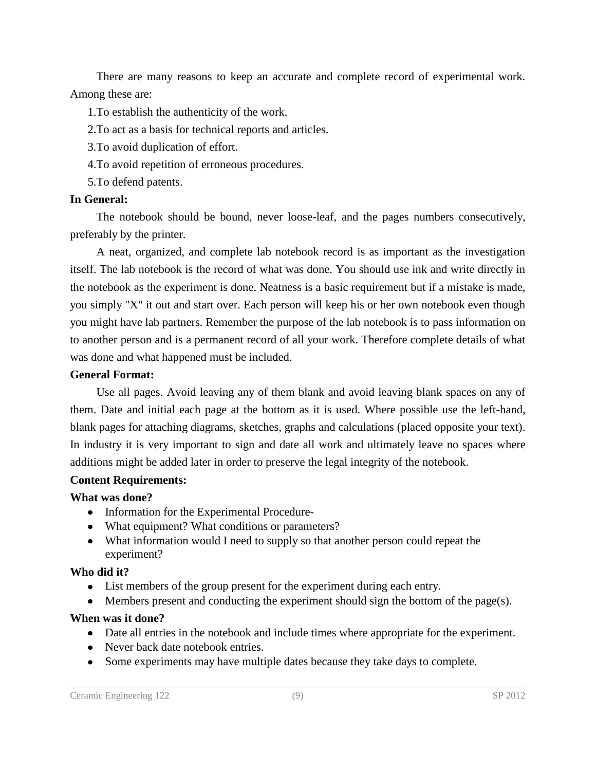There are many reasons to keep an accurate and complete record of experimental work. Among these are:

1. To establish the authenticity of the work.
2. To act as a basis for technical reports and articles.
3. To avoid duplication of effort.
4. To avoid repetition of erroneous procedures.
5. To defend patents.

**In General:**

The notebook should be bound, never loose-leaf, and the pages numbers consecutively, preferably by the printer.

A neat, organized, and complete lab notebook record is as important as the investigation itself. The lab notebook is the record of what was done. You should use ink and write directly in the notebook as the experiment is done. Neatness is a basic requirement but if a mistake is made, you simply "X" it out and start over. Each person will keep his or her own notebook even though you might have lab partners. Remember the purpose of the lab notebook is to pass information on to another person and is a permanent record of all your work. Therefore complete details of what was done and what happened must be included.

**General Format:**

Use all pages. Avoid leaving any of them blank and avoid leaving blank spaces on any of them. Date and initial each page at the bottom as it is used. Where possible use the left-hand, blank pages for attaching diagrams, sketches, graphs and calculations (placed opposite your text). In industry it is very important to sign and date all work and ultimately leave no spaces where additions might be added later in order to preserve the legal integrity of the notebook.

**Content Requirements:**

**What was done?**

- Information for the Experimental Procedure-
- What equipment? What conditions or parameters?
- What information would I need to supply so that another person could repeat the experiment?

**Who did it?**

- List members of the group present for the experiment during each entry.
- Members present and conducting the experiment should sign the bottom of the page(s).

**When was it done?**

- Date all entries in the notebook and include times where appropriate for the experiment.
- Never back date notebook entries.
- Some experiments may have multiple dates because they take days to complete.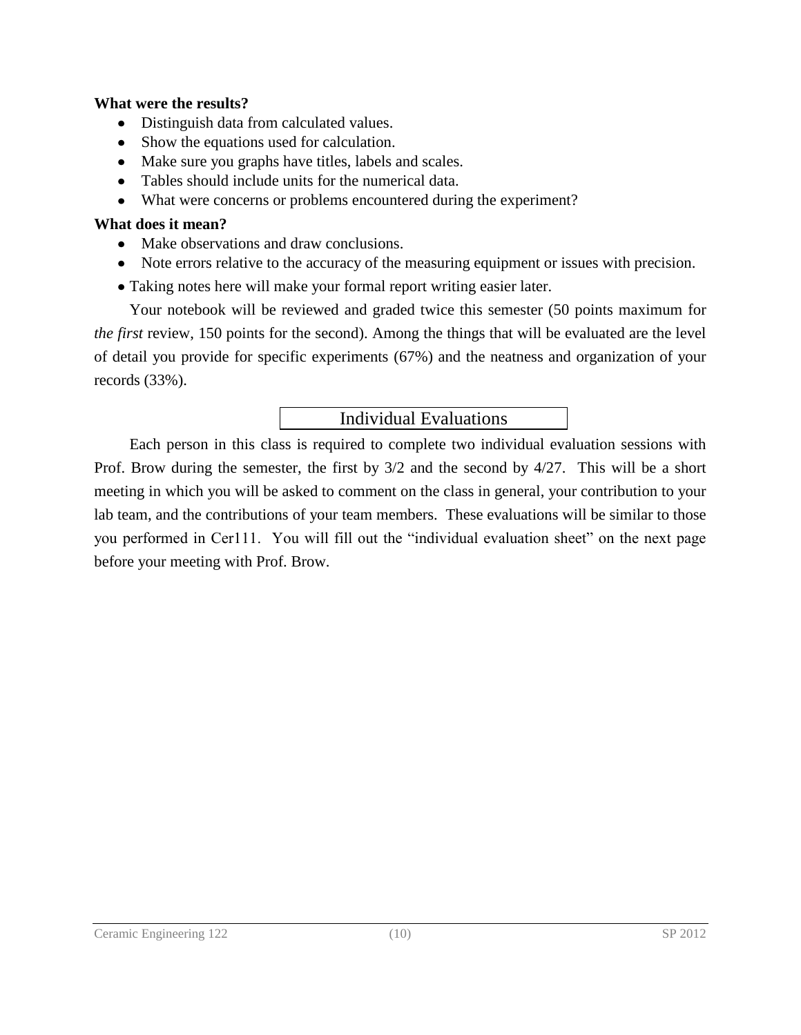**What were the results?**

- Distinguish data from calculated values.
- Show the equations used for calculation.
- Make sure you graphs have titles, labels and scales.
- Tables should include units for the numerical data.
- What were concerns or problems encountered during the experiment?

**What does it mean?**

- Make observations and draw conclusions.
- Note errors relative to the accuracy of the measuring equipment or issues with precision.
- Taking notes here will make your formal report writing easier later.

Your notebook will be reviewed and graded twice this semester (50 points maximum for *the first* review, 150 points for the second). Among the things that will be evaluated are the level of detail you provide for specific experiments (67%) and the neatness and organization of your records (33%).

## Individual Evaluations

Each person in this class is required to complete two individual evaluation sessions with Prof. Brow during the semester, the first by 3/2 and the second by 4/27. This will be a short meeting in which you will be asked to comment on the class in general, your contribution to your lab team, and the contributions of your team members. These evaluations will be similar to those you performed in Cer111. You will fill out the "individual evaluation sheet" on the next page before your meeting with Prof. Brow.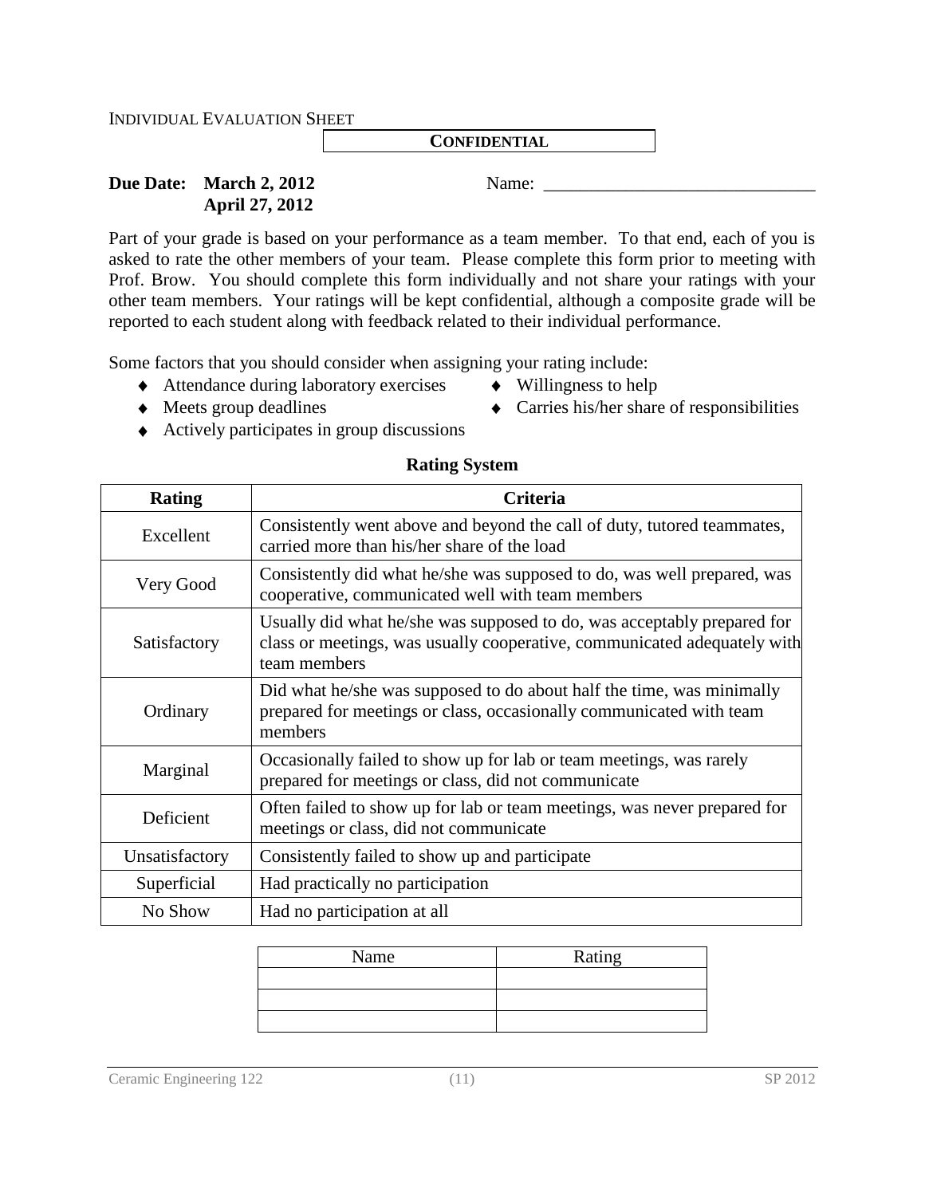INDIVIDUAL EVALUATION SHEET

**CONFIDENTIAL**

**Due Date: March 2, 2012**
**April 27, 2012**

Name: ______________________________

Part of your grade is based on your performance as a team member. To that end, each of you is asked to rate the other members of your team. Please complete this form prior to meeting with Prof. Brow. You should complete this form individually and not share your ratings with your other team members. Your ratings will be kept confidential, although a composite grade will be reported to each student along with feedback related to their individual performance.

Some factors that you should consider when assigning your rating include:

- Attendance during laboratory exercises
- Willingness to help
- Meets group deadlines
- Carries his/her share of responsibilities
- Actively participates in group discussions

**Rating System**

| **Rating** | **Criteria** |
|---|---|
| Excellent | Consistently went above and beyond the call of duty, tutored teammates, carried more than his/her share of the load |
| Very Good | Consistently did what he/she was supposed to do, was well prepared, was cooperative, communicated well with team members |
| Satisfactory | Usually did what he/she was supposed to do, was acceptably prepared for class or meetings, was usually cooperative, communicated adequately with team members |
| Ordinary | Did what he/she was supposed to do about half the time, was minimally prepared for meetings or class, occasionally communicated with team members |
| Marginal | Occasionally failed to show up for lab or team meetings, was rarely prepared for meetings or class, did not communicate |
| Deficient | Often failed to show up for lab or team meetings, was never prepared for meetings or class, did not communicate |
| Unsatisfactory | Consistently failed to show up and participate |
| Superficial | Had practically no participation |
| No Show | Had no participation at all |

| Name | Rating |
|---|---|
| | |
| | |
| | |